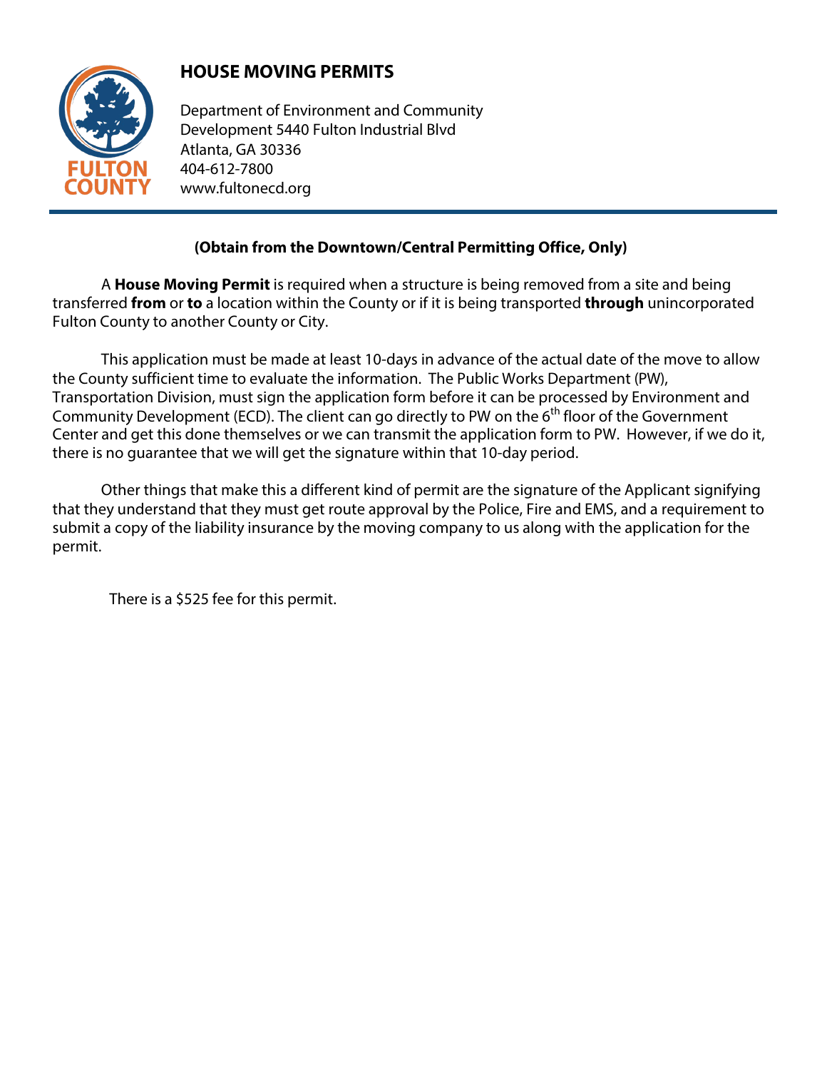# HOUSE MOVING PERMITS

Department of Environment and Community Development 5440 Fulton Industrial Blvd
Atlanta, GA 30336
404-612-7800
www.fultonecd.org

**(Obtain from the Downtown/Central Permitting Office, Only)**

A **House Moving Permit** is required when a structure is being removed from a site and being transferred **from** or **to** a location within the County or if it is being transported **through** unincorporated Fulton County to another County or City.

This application must be made at least 10-days in advance of the actual date of the move to allow the County sufficient time to evaluate the information. The Public Works Department (PW), Transportation Division, must sign the application form before it can be processed by Environment and Community Development (ECD). The client can go directly to PW on the 6th floor of the Government Center and get this done themselves or we can transmit the application form to PW. However, if we do it, there is no guarantee that we will get the signature within that 10-day period.

Other things that make this a different kind of permit are the signature of the Applicant signifying that they understand that they must get route approval by the Police, Fire and EMS, and a requirement to submit a copy of the liability insurance by the moving company to us along with the application for the permit.

There is a $525 fee for this permit.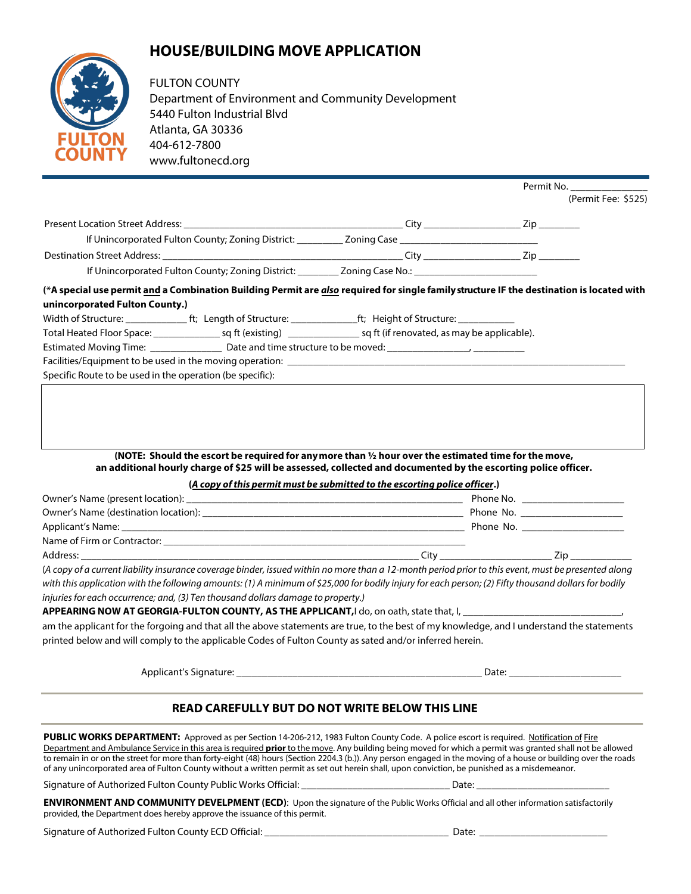# HOUSE/BUILDING MOVE APPLICATION

FULTON COUNTY
Department of Environment and Community Development
5440 Fulton Industrial Blvd
Atlanta, GA 30336
404-612-7800
www.fultonecd.org

Permit No. _______________
(Permit Fee: $525)

Present Location Street Address: ___________________________________________ City __________________ Zip ________

If Unincorporated Fulton County; Zoning District: _________ Zoning Case __________________________

Destination Street Address: ________________________________________________ City __________________ Zip ________

If Unincorporated Fulton County; Zoning District: ________ Zoning Case No.: ________________________

**(*A special use permit <u>and</u> a Combination Building Permit are *<u>also</u>* required for single family structure IF the destination is located with unincorporated Fulton County.)**

Width of Structure: ____________ ft; Length of Structure: _____________ft; Height of Structure: ___________

Total Heated Floor Space: _____________ sq ft (existing) _____________ sq ft (if renovated, as may be applicable).

Estimated Moving Time: ______________ Date and time structure to be moved: _______________, __________

Facilities/Equipment to be used in the moving operation: ________________________________________________________________

Specific Route to be used in the operation (be specific):

**(NOTE: Should the escort be required for any more than ½ hour over the estimated time for the move, an additional hourly charge of $25 will be assessed, collected and documented by the escorting police officer.**

**(*<u>A copy of this permit must be submitted to the escorting police officer</u>*.)**

Owner's Name (present location): ______________________________________________________ Phone No. ___________________

Owner's Name (destination location): ___________________________________________________ Phone No. ___________________

Applicant's Name: _________________________________________________________________ Phone No. ___________________

Name of Firm or Contractor: _________________________________________________________

Address: ______________________________________________________________ City ______________________ Zip ____________

*(A copy of a current liability insurance coverage binder, issued within no more than a 12-month period prior to this event, must be presented along with this application with the following amounts: (1) A minimum of $25,000 for bodily injury for each person; (2) Fifty thousand dollars for bodily injuries for each occurrence; and, (3) Ten thousand dollars damage to property.)*

**APPEARING NOW AT GEORGIA-FULTON COUNTY, AS THE APPLICANT,** I do, on oath, state that, I, ______________________________, am the applicant for the forgoing and that all the above statements are true, to the best of my knowledge, and I understand the statements printed below and will comply to the applicable Codes of Fulton County as sated and/or inferred herein.

Applicant's Signature: ________________________________________________ Date: _____________________

## READ CAREFULLY BUT DO NOT WRITE BELOW THIS LINE

**PUBLIC WORKS DEPARTMENT:** Approved as per Section 14-206-212, 1983 Fulton County Code. A police escort is required. <u>Notification of Fire Department and Ambulance Service in this area is required **prior** to the move</u>. Any building being moved for which a permit was granted shall not be allowed to remain in or on the street for more than forty-eight (48) hours (Section 2204.3 (b.)). Any person engaged in the moving of a house or building over the roads of any unincorporated area of Fulton County without a written permit as set out herein shall, upon conviction, be punished as a misdemeanor.

Signature of Authorized Fulton County Public Works Official: _____________________________ Date: __________________________

**ENVIRONMENT AND COMMUNITY DEVELPMENT (ECD)**: Upon the signature of the Public Works Official and all other information satisfactorily provided, the Department does hereby approve the issuance of this permit.

Signature of Authorized Fulton County ECD Official: ____________________________________ Date: _________________________